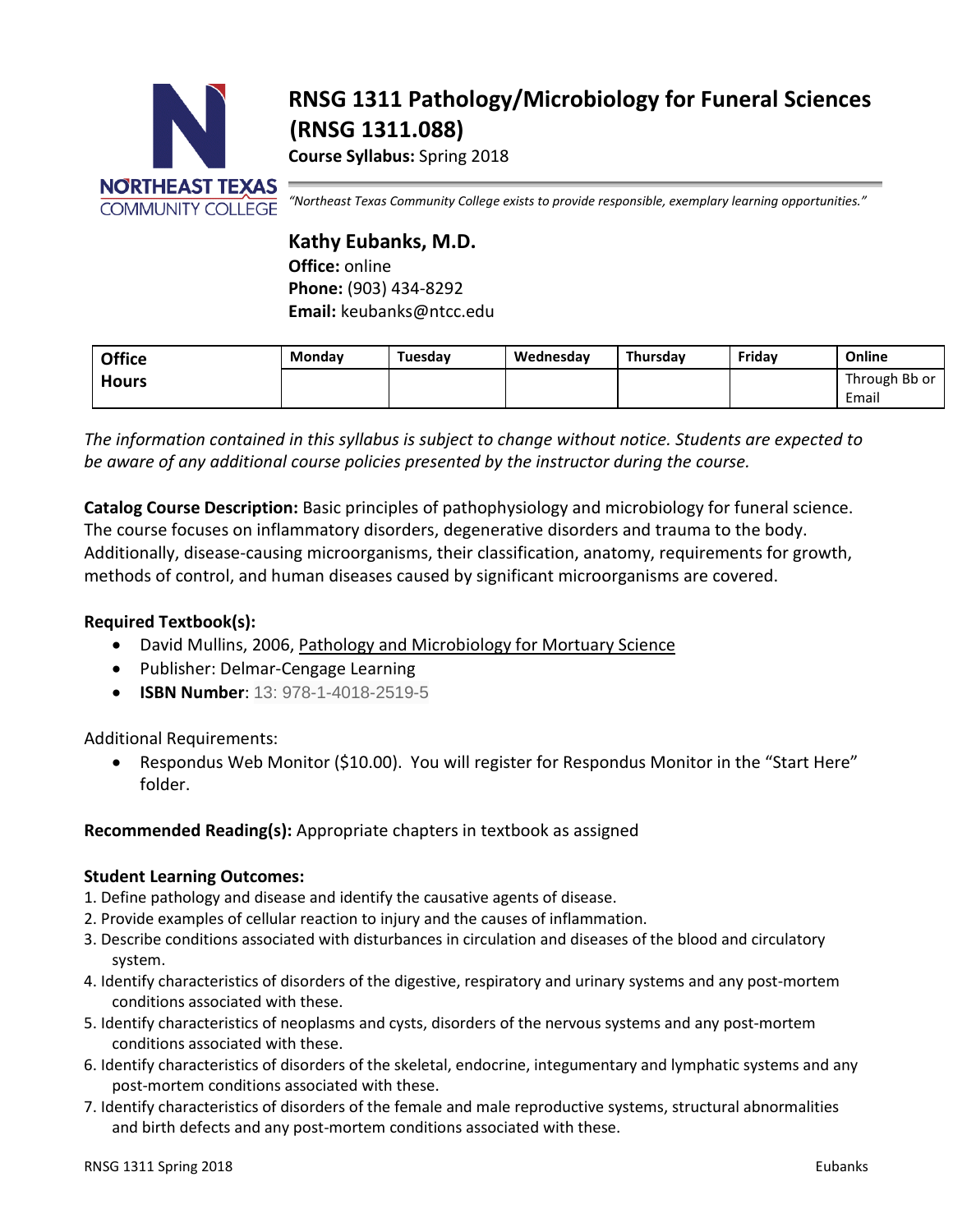# RNSG 1311 Pathology/Microbiology for Funeral Sciences (RNSG 1311.088)

**Course Syllabus:** Spring 2018

NORTHEAST TEXAS COMMUNITY COLLEGE

*"Northeast Texas Community College exists to provide responsible, exemplary learning opportunities."*

**Kathy Eubanks, M.D.**
**Office:** online
**Phone:** (903) 434-8292
**Email:** keubanks@ntcc.edu

| Office Hours | Monday | Tuesday | Wednesday | Thursday | Friday | Online |
|---|---|---|---|---|---|---|
| | | | | | | Through Bb or Email |

*The information contained in this syllabus is subject to change without notice. Students are expected to be aware of any additional course policies presented by the instructor during the course.*

**Catalog Course Description:** Basic principles of pathophysiology and microbiology for funeral science. The course focuses on inflammatory disorders, degenerative disorders and trauma to the body. Additionally, disease-causing microorganisms, their classification, anatomy, requirements for growth, methods of control, and human diseases caused by significant microorganisms are covered.

**Required Textbook(s):**

- David Mullins, 2006, Pathology and Microbiology for Mortuary Science
- Publisher: Delmar-Cengage Learning
- **ISBN Number**: 13: 978-1-4018-2519-5

Additional Requirements:

- Respondus Web Monitor ($10.00). You will register for Respondus Monitor in the "Start Here" folder.

**Recommended Reading(s):** Appropriate chapters in textbook as assigned

**Student Learning Outcomes:**

1. Define pathology and disease and identify the causative agents of disease.
2. Provide examples of cellular reaction to injury and the causes of inflammation.
3. Describe conditions associated with disturbances in circulation and diseases of the blood and circulatory system.
4. Identify characteristics of disorders of the digestive, respiratory and urinary systems and any post-mortem conditions associated with these.
5. Identify characteristics of neoplasms and cysts, disorders of the nervous systems and any post-mortem conditions associated with these.
6. Identify characteristics of disorders of the skeletal, endocrine, integumentary and lymphatic systems and any post-mortem conditions associated with these.
7. Identify characteristics of disorders of the female and male reproductive systems, structural abnormalities and birth defects and any post-mortem conditions associated with these.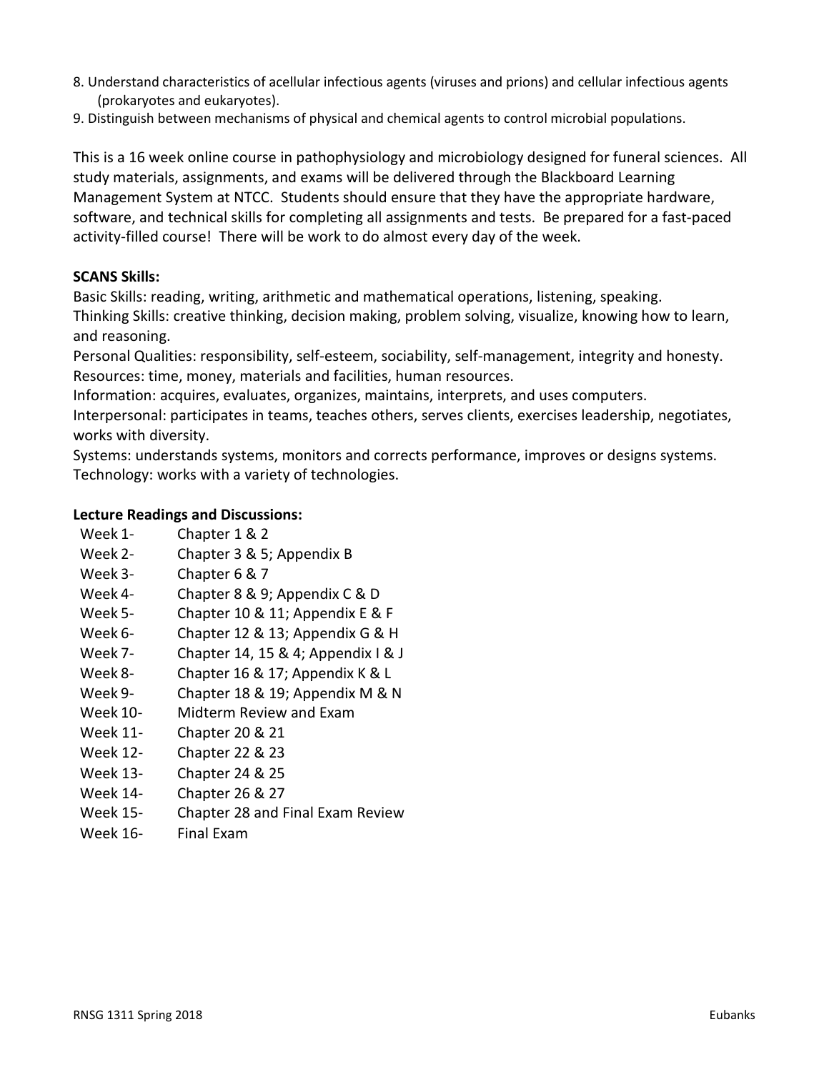8. Understand characteristics of acellular infectious agents (viruses and prions) and cellular infectious agents (prokaryotes and eukaryotes).
9. Distinguish between mechanisms of physical and chemical agents to control microbial populations.

This is a 16 week online course in pathophysiology and microbiology designed for funeral sciences. All study materials, assignments, and exams will be delivered through the Blackboard Learning Management System at NTCC. Students should ensure that they have the appropriate hardware, software, and technical skills for completing all assignments and tests. Be prepared for a fast-paced activity-filled course! There will be work to do almost every day of the week.

**SCANS Skills:**

Basic Skills: reading, writing, arithmetic and mathematical operations, listening, speaking.
Thinking Skills: creative thinking, decision making, problem solving, visualize, knowing how to learn, and reasoning.
Personal Qualities: responsibility, self-esteem, sociability, self-management, integrity and honesty.
Resources: time, money, materials and facilities, human resources.
Information: acquires, evaluates, organizes, maintains, interprets, and uses computers.
Interpersonal: participates in teams, teaches others, serves clients, exercises leadership, negotiates, works with diversity.
Systems: understands systems, monitors and corrects performance, improves or designs systems.
Technology: works with a variety of technologies.

**Lecture Readings and Discussions:**

| | |
|---|---|
| Week 1- | Chapter 1 & 2 |
| Week 2- | Chapter 3 & 5; Appendix B |
| Week 3- | Chapter 6 & 7 |
| Week 4- | Chapter 8 & 9; Appendix C & D |
| Week 5- | Chapter 10 & 11; Appendix E & F |
| Week 6- | Chapter 12 & 13; Appendix G & H |
| Week 7- | Chapter 14, 15 & 4; Appendix I & J |
| Week 8- | Chapter 16 & 17; Appendix K & L |
| Week 9- | Chapter 18 & 19; Appendix M & N |
| Week 10- | Midterm Review and Exam |
| Week 11- | Chapter 20 & 21 |
| Week 12- | Chapter 22 & 23 |
| Week 13- | Chapter 24 & 25 |
| Week 14- | Chapter 26 & 27 |
| Week 15- | Chapter 28 and Final Exam Review |
| Week 16- | Final Exam |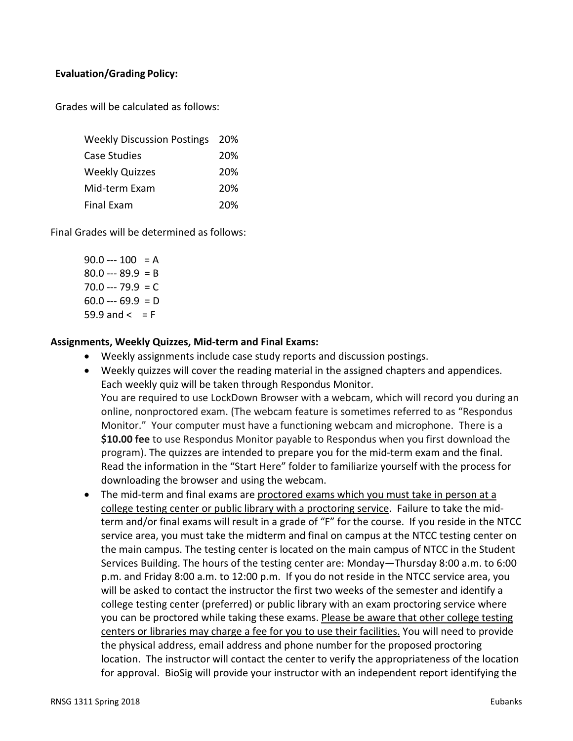**Evaluation/Grading Policy:**

Grades will be calculated as follows:

| | |
|---|---|
| Weekly Discussion Postings | 20% |
| Case Studies | 20% |
| Weekly Quizzes | 20% |
| Mid-term Exam | 20% |
| Final Exam | 20% |

Final Grades will be determined as follows:

90.0 --- 100 = A
80.0 --- 89.9 = B
70.0 --- 79.9 = C
60.0 --- 69.9 = D
59.9 and < = F

**Assignments, Weekly Quizzes, Mid-term and Final Exams:**

- Weekly assignments include case study reports and discussion postings.
- Weekly quizzes will cover the reading material in the assigned chapters and appendices. Each weekly quiz will be taken through Respondus Monitor.
  You are required to use LockDown Browser with a webcam, which will record you during an online, nonproctored exam. (The webcam feature is sometimes referred to as "Respondus Monitor." Your computer must have a functioning webcam and microphone. There is a **$10.00 fee** to use Respondus Monitor payable to Respondus when you first download the program). The quizzes are intended to prepare you for the mid-term exam and the final. Read the information in the "Start Here" folder to familiarize yourself with the process for downloading the browser and using the webcam.
- The mid-term and final exams are <u>proctored exams which you must take in person at a college testing center or public library with a proctoring service</u>. Failure to take the mid-term and/or final exams will result in a grade of "F" for the course. If you reside in the NTCC service area, you must take the midterm and final on campus at the NTCC testing center on the main campus. The testing center is located on the main campus of NTCC in the Student Services Building. The hours of the testing center are: Monday—Thursday 8:00 a.m. to 6:00 p.m. and Friday 8:00 a.m. to 12:00 p.m. If you do not reside in the NTCC service area, you will be asked to contact the instructor the first two weeks of the semester and identify a college testing center (preferred) or public library with an exam proctoring service where you can be proctored while taking these exams. <u>Please be aware that other college testing centers or libraries may charge a fee for you to use their facilities.</u> You will need to provide the physical address, email address and phone number for the proposed proctoring location. The instructor will contact the center to verify the appropriateness of the location for approval. BioSig will provide your instructor with an independent report identifying the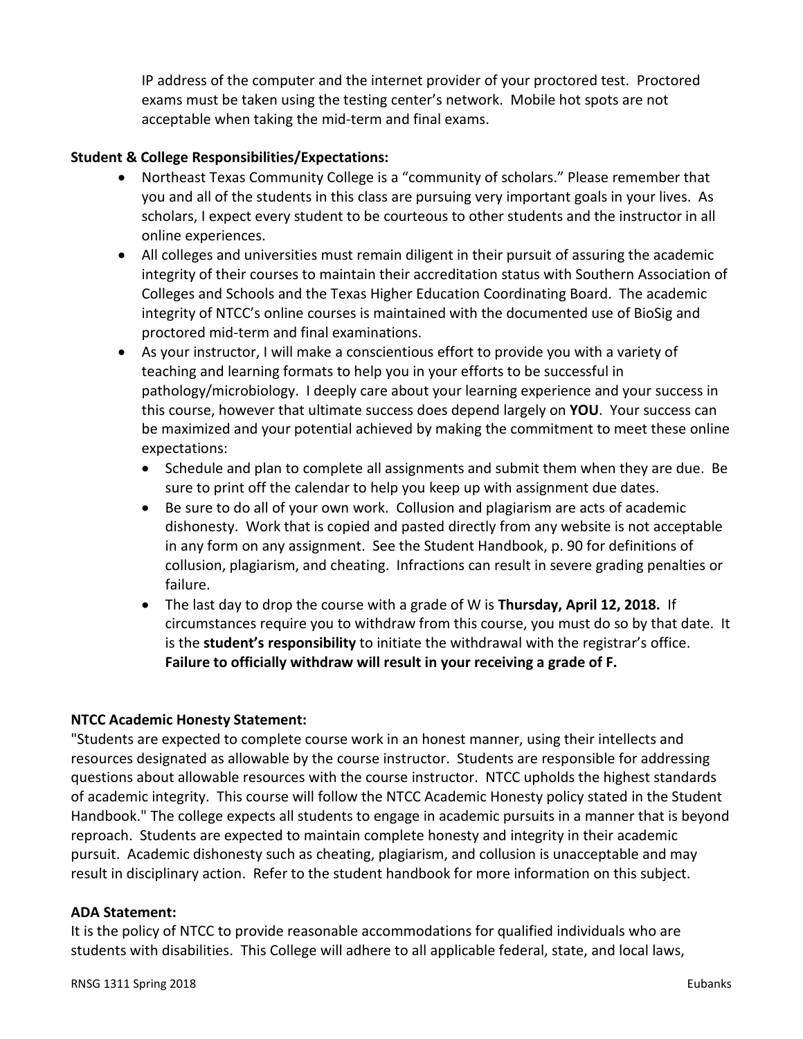IP address of the computer and the internet provider of your proctored test. Proctored exams must be taken using the testing center's network. Mobile hot spots are not acceptable when taking the mid-term and final exams.

**Student & College Responsibilities/Expectations:**

- Northeast Texas Community College is a "community of scholars." Please remember that you and all of the students in this class are pursuing very important goals in your lives. As scholars, I expect every student to be courteous to other students and the instructor in all online experiences.
- All colleges and universities must remain diligent in their pursuit of assuring the academic integrity of their courses to maintain their accreditation status with Southern Association of Colleges and Schools and the Texas Higher Education Coordinating Board. The academic integrity of NTCC's online courses is maintained with the documented use of BioSig and proctored mid-term and final examinations.
- As your instructor, I will make a conscientious effort to provide you with a variety of teaching and learning formats to help you in your efforts to be successful in pathology/microbiology. I deeply care about your learning experience and your success in this course, however that ultimate success does depend largely on **YOU**. Your success can be maximized and your potential achieved by making the commitment to meet these online expectations:
  - Schedule and plan to complete all assignments and submit them when they are due. Be sure to print off the calendar to help you keep up with assignment due dates.
  - Be sure to do all of your own work. Collusion and plagiarism are acts of academic dishonesty. Work that is copied and pasted directly from any website is not acceptable in any form on any assignment. See the Student Handbook, p. 90 for definitions of collusion, plagiarism, and cheating. Infractions can result in severe grading penalties or failure.
  - The last day to drop the course with a grade of W is **Thursday, April 12, 2018.** If circumstances require you to withdraw from this course, you must do so by that date. It is the **student's responsibility** to initiate the withdrawal with the registrar's office. **Failure to officially withdraw will result in your receiving a grade of F.**

**NTCC Academic Honesty Statement:**

"Students are expected to complete course work in an honest manner, using their intellects and resources designated as allowable by the course instructor. Students are responsible for addressing questions about allowable resources with the course instructor. NTCC upholds the highest standards of academic integrity. This course will follow the NTCC Academic Honesty policy stated in the Student Handbook." The college expects all students to engage in academic pursuits in a manner that is beyond reproach. Students are expected to maintain complete honesty and integrity in their academic pursuit. Academic dishonesty such as cheating, plagiarism, and collusion is unacceptable and may result in disciplinary action. Refer to the student handbook for more information on this subject.

**ADA Statement:**

It is the policy of NTCC to provide reasonable accommodations for qualified individuals who are students with disabilities. This College will adhere to all applicable federal, state, and local laws,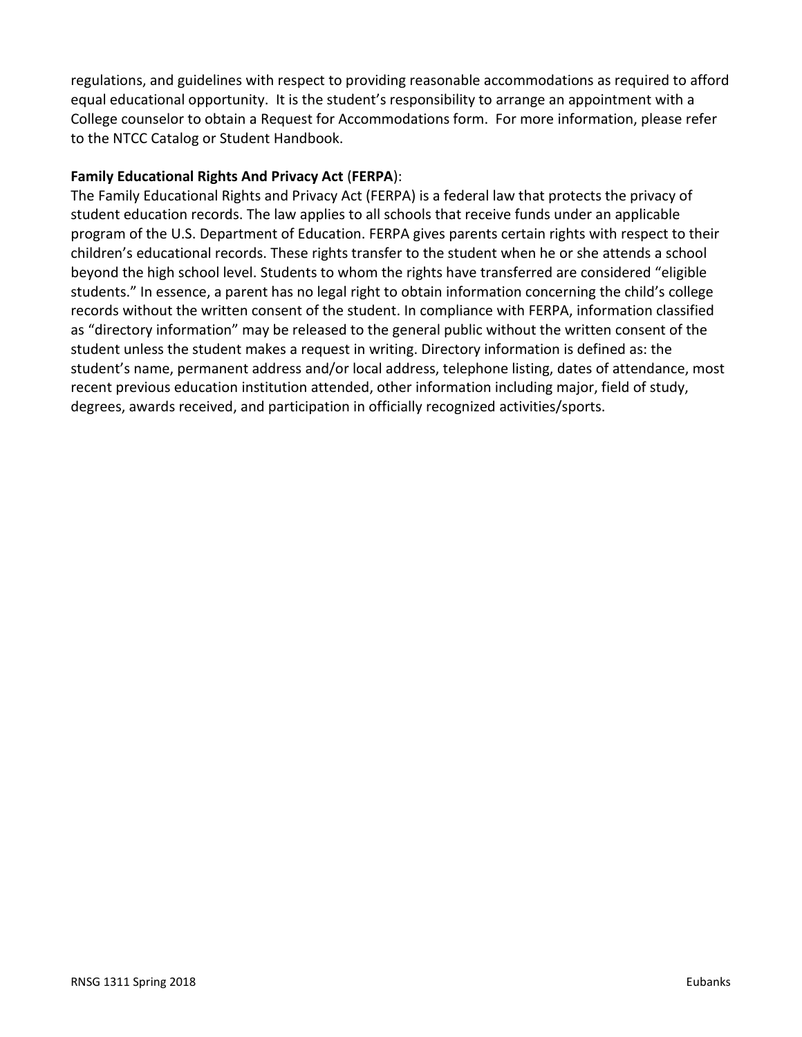regulations, and guidelines with respect to providing reasonable accommodations as required to afford equal educational opportunity. It is the student's responsibility to arrange an appointment with a College counselor to obtain a Request for Accommodations form. For more information, please refer to the NTCC Catalog or Student Handbook.

**Family Educational Rights And Privacy Act** (**FERPA**):

The Family Educational Rights and Privacy Act (FERPA) is a federal law that protects the privacy of student education records. The law applies to all schools that receive funds under an applicable program of the U.S. Department of Education. FERPA gives parents certain rights with respect to their children's educational records. These rights transfer to the student when he or she attends a school beyond the high school level. Students to whom the rights have transferred are considered "eligible students." In essence, a parent has no legal right to obtain information concerning the child's college records without the written consent of the student. In compliance with FERPA, information classified as "directory information" may be released to the general public without the written consent of the student unless the student makes a request in writing. Directory information is defined as: the student's name, permanent address and/or local address, telephone listing, dates of attendance, most recent previous education institution attended, other information including major, field of study, degrees, awards received, and participation in officially recognized activities/sports.